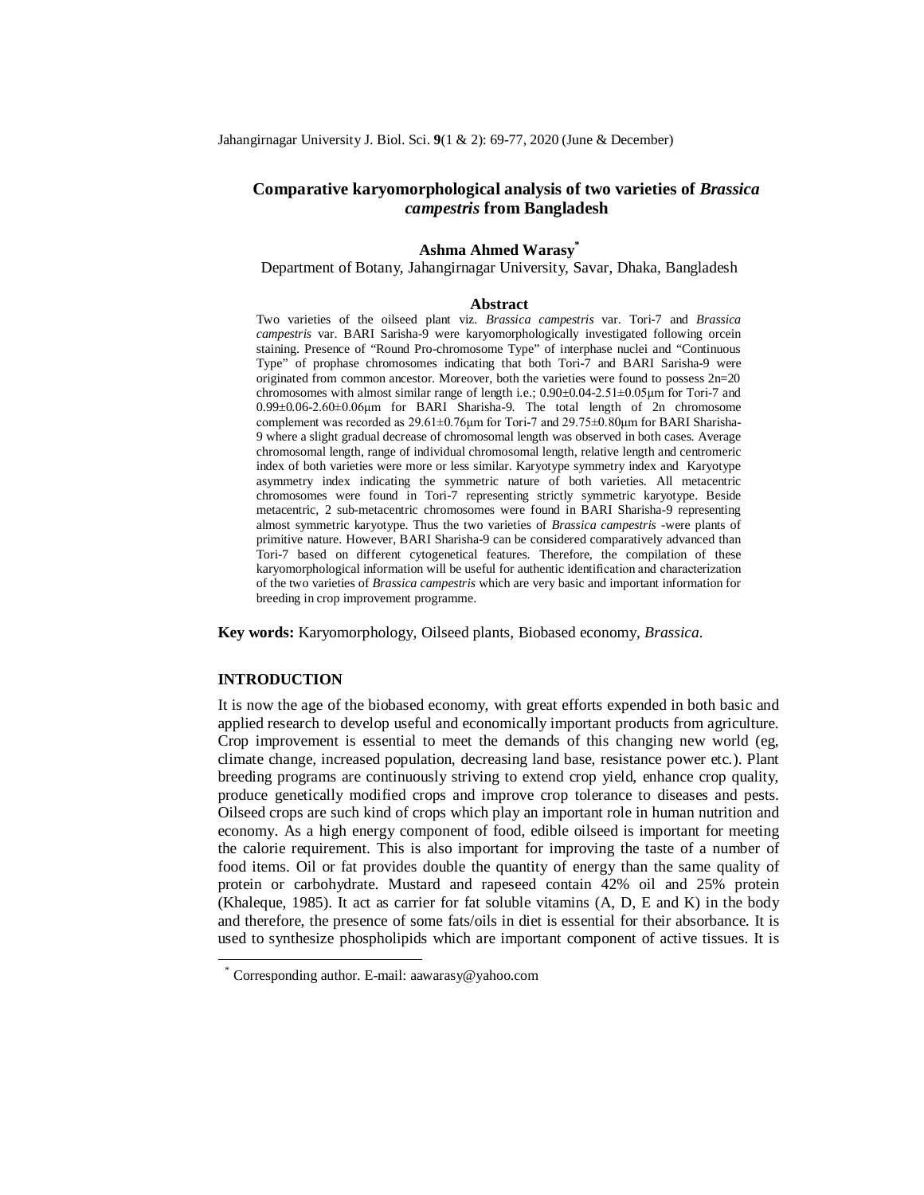# Comparative karyomorphological analysis of two varieties of *Brassica campestris* from Bangladesh

**Ashma Ahmed Warasy[*]**

Department of Botany, Jahangirnagar University, Savar, Dhaka, Bangladesh

## Abstract

Two varieties of the oilseed plant viz. *Brassica campestris* var. Tori-7 and *Brassica campestris* var. BARI Sarisha-9 were karyomorphologically investigated following orcein staining. Presence of "Round Pro-chromosome Type" of interphase nuclei and "Continuous Type" of prophase chromosomes indicating that both Tori-7 and BARI Sarisha-9 were originated from common ancestor. Moreover, both the varieties were found to possess 2n=20 chromosomes with almost similar range of length i.e.; 0.90±0.04-2.51±0.05μm for Tori-7 and 0.99±0.06-2.60±0.06μm for BARI Sharisha-9. The total length of 2n chromosome complement was recorded as 29.61±0.76μm for Tori-7 and 29.75±0.80μm for BARI Sharisha-9 where a slight gradual decrease of chromosomal length was observed in both cases. Average chromosomal length, range of individual chromosomal length, relative length and centromeric index of both varieties were more or less similar. Karyotype symmetry index and Karyotype asymmetry index indicating the symmetric nature of both varieties. All metacentric chromosomes were found in Tori-7 representing strictly symmetric karyotype. Beside metacentric, 2 sub-metacentric chromosomes were found in BARI Sharisha-9 representing almost symmetric karyotype. Thus the two varieties of *Brassica campestris* -were plants of primitive nature. However, BARI Sharisha-9 can be considered comparatively advanced than Tori-7 based on different cytogenetical features. Therefore, the compilation of these karyomorphological information will be useful for authentic identification and characterization of the two varieties of *Brassica campestris* which are very basic and important information for breeding in crop improvement programme.

**Key words:** Karyomorphology, Oilseed plants, Biobased economy, *Brassica*.

## INTRODUCTION

It is now the age of the biobased economy, with great efforts expended in both basic and applied research to develop useful and economically important products from agriculture. Crop improvement is essential to meet the demands of this changing new world (eg, climate change, increased population, decreasing land base, resistance power etc.). Plant breeding programs are continuously striving to extend crop yield, enhance crop quality, produce genetically modified crops and improve crop tolerance to diseases and pests. Oilseed crops are such kind of crops which play an important role in human nutrition and economy. As a high energy component of food, edible oilseed is important for meeting the calorie requirement. This is also important for improving the taste of a number of food items. Oil or fat provides double the quantity of energy than the same quality of protein or carbohydrate. Mustard and rapeseed contain 42% oil and 25% protein (Khaleque, 1985). It act as carrier for fat soluble vitamins (A, D, E and K) in the body and therefore, the presence of some fats/oils in diet is essential for their absorbance. It is used to synthesize phospholipids which are important component of active tissues. It is

[*] Corresponding author. E-mail: aawarasy@yahoo.com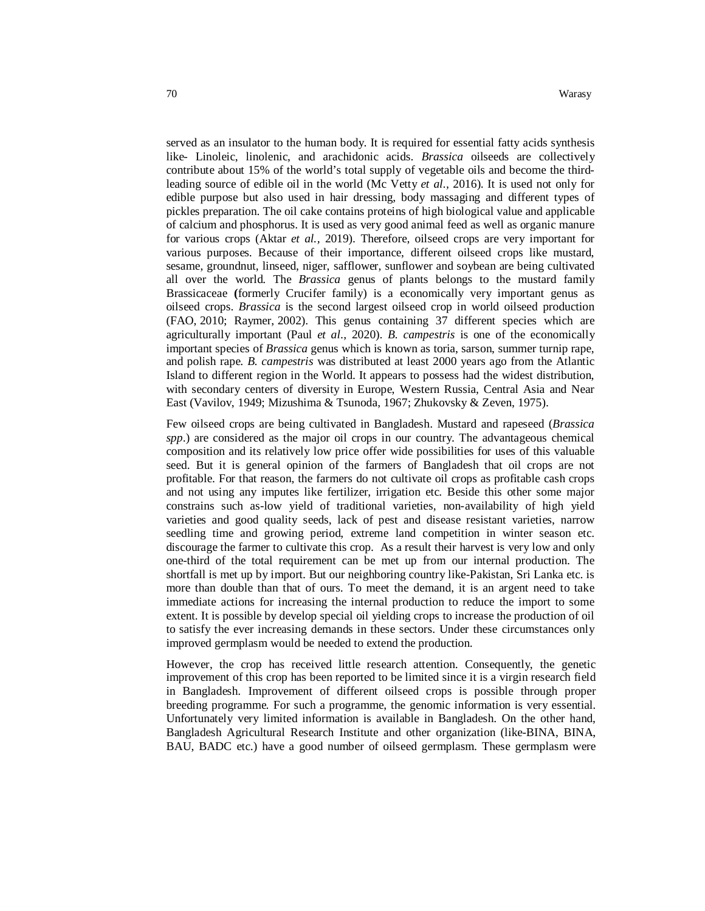served as an insulator to the human body. It is required for essential fatty acids synthesis like- Linoleic, linolenic, and arachidonic acids. *Brassica* oilseeds are collectively contribute about 15% of the world's total supply of vegetable oils and become the third-leading source of edible oil in the world (Mc Vetty *et al.*, 2016). It is used not only for edible purpose but also used in hair dressing, body massaging and different types of pickles preparation. The oil cake contains proteins of high biological value and applicable of calcium and phosphorus. It is used as very good animal feed as well as organic manure for various crops (Aktar *et al.*, 2019). Therefore, oilseed crops are very important for various purposes. Because of their importance, different oilseed crops like mustard, sesame, groundnut, linseed, niger, safflower, sunflower and soybean are being cultivated all over the world. The *Brassica* genus of plants belongs to the mustard family Brassicaceae **(**formerly Crucifer family) is a economically very important genus as oilseed crops. *Brassica* is the second largest oilseed crop in world oilseed production (FAO, 2010; Raymer, 2002). This genus containing 37 different species which are agriculturally important (Paul *et al*., 2020). *B. campestris* is one of the economically important species of *Brassica* genus which is known as toria, sarson, summer turnip rape, and polish rape. *B. campestris* was distributed at least 2000 years ago from the Atlantic Island to different region in the World. It appears to possess had the widest distribution, with secondary centers of diversity in Europe, Western Russia, Central Asia and Near East (Vavilov, 1949; Mizushima & Tsunoda, 1967; Zhukovsky & Zeven, 1975).

Few oilseed crops are being cultivated in Bangladesh. Mustard and rapeseed (*Brassica spp*.) are considered as the major oil crops in our country. The advantageous chemical composition and its relatively low price offer wide possibilities for uses of this valuable seed. But it is general opinion of the farmers of Bangladesh that oil crops are not profitable. For that reason, the farmers do not cultivate oil crops as profitable cash crops and not using any imputes like fertilizer, irrigation etc. Beside this other some major constrains such as-low yield of traditional varieties, non-availability of high yield varieties and good quality seeds, lack of pest and disease resistant varieties, narrow seedling time and growing period, extreme land competition in winter season etc. discourage the farmer to cultivate this crop. As a result their harvest is very low and only one-third of the total requirement can be met up from our internal production. The shortfall is met up by import. But our neighboring country like-Pakistan, Sri Lanka etc. is more than double than that of ours. To meet the demand, it is an argent need to take immediate actions for increasing the internal production to reduce the import to some extent. It is possible by develop special oil yielding crops to increase the production of oil to satisfy the ever increasing demands in these sectors. Under these circumstances only improved germplasm would be needed to extend the production.

However, the crop has received little research attention. Consequently, the genetic improvement of this crop has been reported to be limited since it is a virgin research field in Bangladesh. Improvement of different oilseed crops is possible through proper breeding programme. For such a programme, the genomic information is very essential. Unfortunately very limited information is available in Bangladesh. On the other hand, Bangladesh Agricultural Research Institute and other organization (like-BINA, BINA, BAU, BADC etc.) have a good number of oilseed germplasm. These germplasm were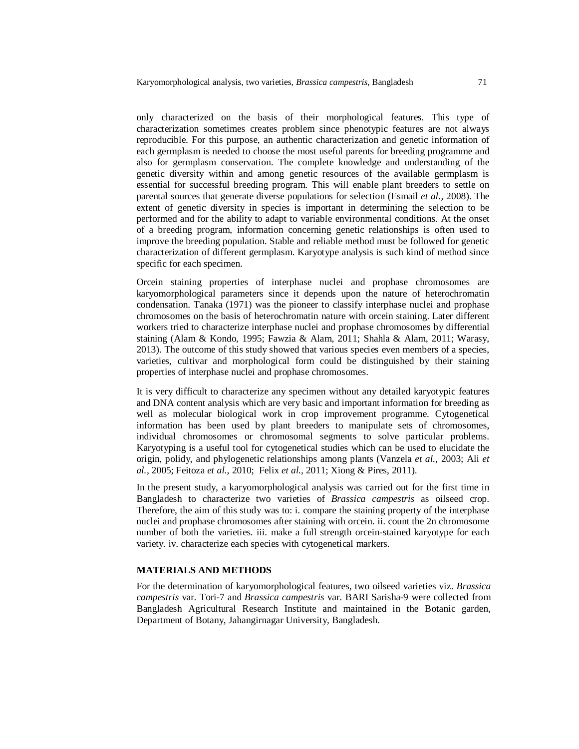only characterized on the basis of their morphological features. This type of characterization sometimes creates problem since phenotypic features are not always reproducible. For this purpose, an authentic characterization and genetic information of each germplasm is needed to choose the most useful parents for breeding programme and also for germplasm conservation. The complete knowledge and understanding of the genetic diversity within and among genetic resources of the available germplasm is essential for successful breeding program. This will enable plant breeders to settle on parental sources that generate diverse populations for selection (Esmail *et al.,* 2008). The extent of genetic diversity in species is important in determining the selection to be performed and for the ability to adapt to variable environmental conditions. At the onset of a breeding program, information concerning genetic relationships is often used to improve the breeding population. Stable and reliable method must be followed for genetic characterization of different germplasm. Karyotype analysis is such kind of method since specific for each specimen.

Orcein staining properties of interphase nuclei and prophase chromosomes are karyomorphological parameters since it depends upon the nature of heterochromatin condensation. Tanaka (1971) was the pioneer to classify interphase nuclei and prophase chromosomes on the basis of heterochromatin nature with orcein staining. Later different workers tried to characterize interphase nuclei and prophase chromosomes by differential staining (Alam & Kondo, 1995; Fawzia & Alam, 2011; Shahla & Alam, 2011; Warasy, 2013). The outcome of this study showed that various species even members of a species, varieties, cultivar and morphological form could be distinguished by their staining properties of interphase nuclei and prophase chromosomes.

It is very difficult to characterize any specimen without any detailed karyotypic features and DNA content analysis which are very basic and important information for breeding as well as molecular biological work in crop improvement programme. Cytogenetical information has been used by plant breeders to manipulate sets of chromosomes, individual chromosomes or chromosomal segments to solve particular problems. Karyotyping is a useful tool for cytogenetical studies which can be used to elucidate the origin, polidy, and phylogenetic relationships among plants (Vanzela *et al.,* 2003; Ali *et al.,* 2005; Feitoza *et al.,* 2010; Felix *et al.,* 2011; Xiong & Pires, 2011).

In the present study, a karyomorphological analysis was carried out for the first time in Bangladesh to characterize two varieties of *Brassica campestris* as oilseed crop. Therefore, the aim of this study was to: i. compare the staining property of the interphase nuclei and prophase chromosomes after staining with orcein. ii. count the 2n chromosome number of both the varieties. iii. make a full strength orcein-stained karyotype for each variety. iv. characterize each species with cytogenetical markers.

## MATERIALS AND METHODS

For the determination of karyomorphological features, two oilseed varieties viz. *Brassica campestris* var. Tori-7 and *Brassica campestris* var. BARI Sarisha-9 were collected from Bangladesh Agricultural Research Institute and maintained in the Botanic garden, Department of Botany, Jahangirnagar University, Bangladesh.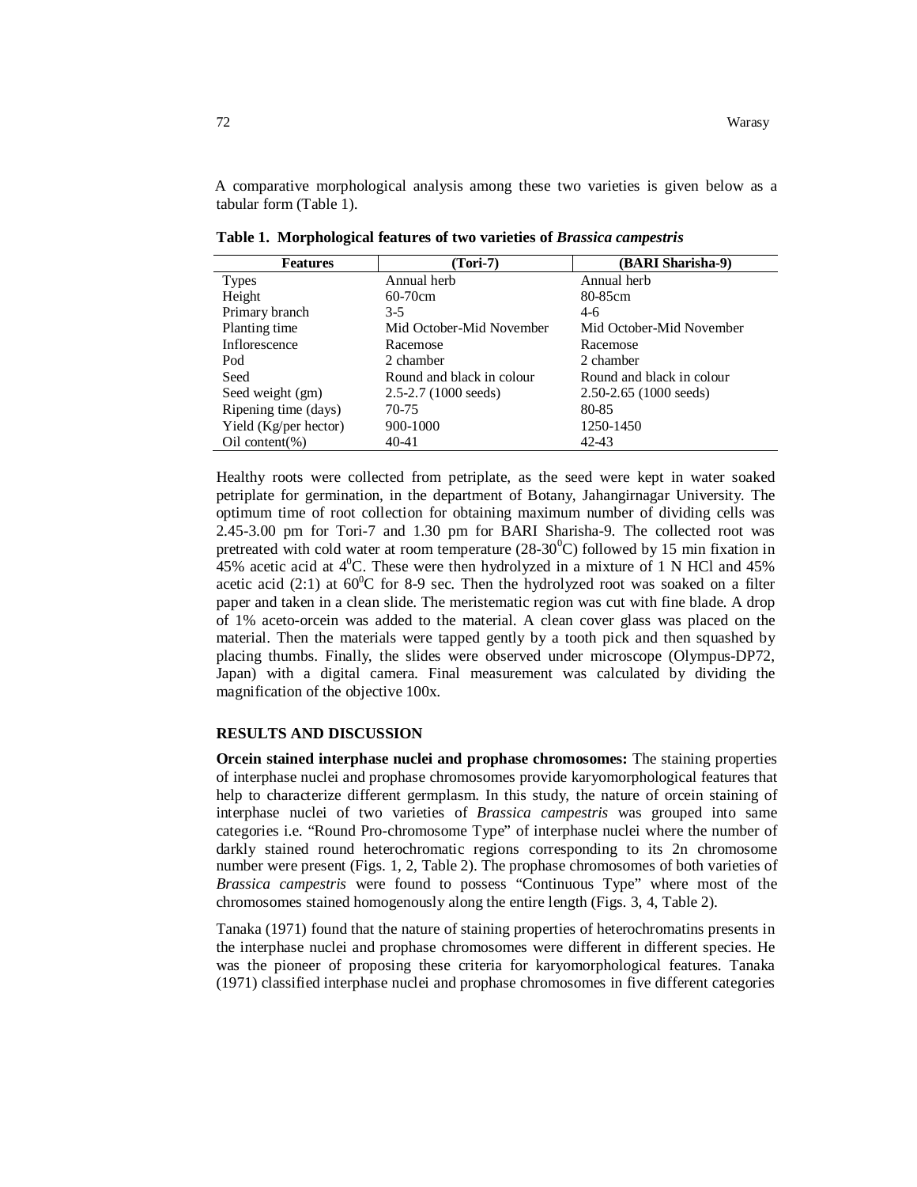A comparative morphological analysis among these two varieties is given below as a tabular form (Table 1).

**Table 1. Morphological features of two varieties of *Brassica campestris***

| Features | (Tori-7) | (BARI Sharisha-9) |
|---|---|---|
| Types | Annual herb | Annual herb |
| Height | 60-70cm | 80-85cm |
| Primary branch | 3-5 | 4-6 |
| Planting time | Mid October-Mid November | Mid October-Mid November |
| Inflorescence | Racemose | Racemose |
| Pod | 2 chamber | 2 chamber |
| Seed | Round and black in colour | Round and black in colour |
| Seed weight (gm) | 2.5-2.7 (1000 seeds) | 2.50-2.65 (1000 seeds) |
| Ripening time (days) | 70-75 | 80-85 |
| Yield (Kg/per hector) | 900-1000 | 1250-1450 |
| Oil content(%) | 40-41 | 42-43 |

Healthy roots were collected from petriplate, as the seed were kept in water soaked petriplate for germination, in the department of Botany, Jahangirnagar University. The optimum time of root collection for obtaining maximum number of dividing cells was 2.45-3.00 pm for Tori-7 and 1.30 pm for BARI Sharisha-9. The collected root was pretreated with cold water at room temperature (28-30$^0$C) followed by 15 min fixation in 45% acetic acid at 4$^0$C. These were then hydrolyzed in a mixture of 1 N HCl and 45% acetic acid (2:1) at 60$^0$C for 8-9 sec. Then the hydrolyzed root was soaked on a filter paper and taken in a clean slide. The meristematic region was cut with fine blade. A drop of 1% aceto-orcein was added to the material. A clean cover glass was placed on the material. Then the materials were tapped gently by a tooth pick and then squashed by placing thumbs. Finally, the slides were observed under microscope (Olympus-DP72, Japan) with a digital camera. Final measurement was calculated by dividing the magnification of the objective 100x.

## RESULTS AND DISCUSSION

**Orcein stained interphase nuclei and prophase chromosomes:** The staining properties of interphase nuclei and prophase chromosomes provide karyomorphological features that help to characterize different germplasm. In this study, the nature of orcein staining of interphase nuclei of two varieties of *Brassica campestris* was grouped into same categories i.e. "Round Pro-chromosome Type" of interphase nuclei where the number of darkly stained round heterochromatic regions corresponding to its 2n chromosome number were present (Figs. 1, 2, Table 2). The prophase chromosomes of both varieties of *Brassica campestris* were found to possess "Continuous Type" where most of the chromosomes stained homogenously along the entire length (Figs. 3, 4, Table 2).

Tanaka (1971) found that the nature of staining properties of heterochromatins presents in the interphase nuclei and prophase chromosomes were different in different species. He was the pioneer of proposing these criteria for karyomorphological features. Tanaka (1971) classified interphase nuclei and prophase chromosomes in five different categories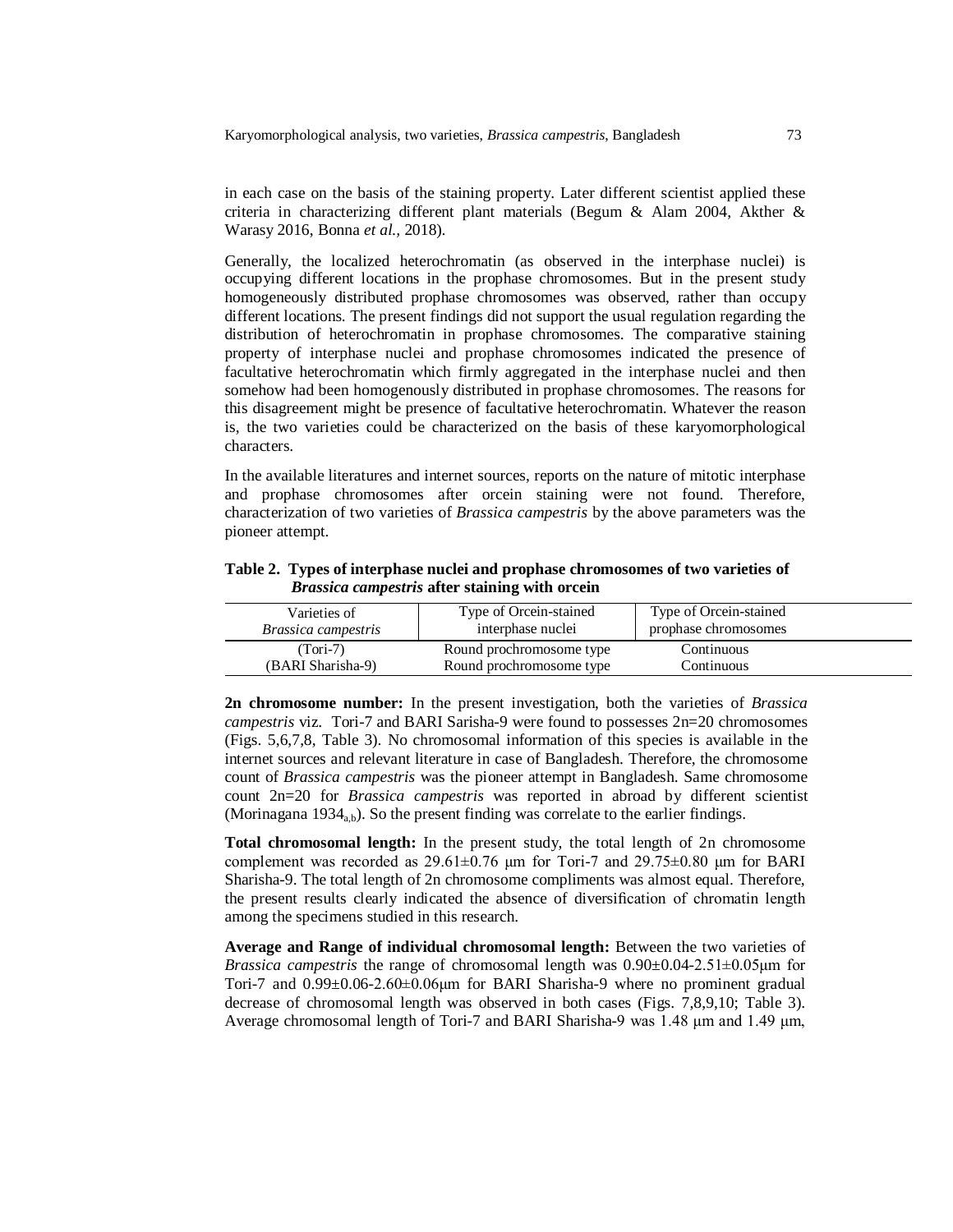in each case on the basis of the staining property. Later different scientist applied these criteria in characterizing different plant materials (Begum & Alam 2004, Akther & Warasy 2016, Bonna *et al.*, 2018).

Generally, the localized heterochromatin (as observed in the interphase nuclei) is occupying different locations in the prophase chromosomes. But in the present study homogeneously distributed prophase chromosomes was observed, rather than occupy different locations. The present findings did not support the usual regulation regarding the distribution of heterochromatin in prophase chromosomes. The comparative staining property of interphase nuclei and prophase chromosomes indicated the presence of facultative heterochromatin which firmly aggregated in the interphase nuclei and then somehow had been homogenously distributed in prophase chromosomes. The reasons for this disagreement might be presence of facultative heterochromatin. Whatever the reason is, the two varieties could be characterized on the basis of these karyomorphological characters.

In the available literatures and internet sources, reports on the nature of mitotic interphase and prophase chromosomes after orcein staining were not found. Therefore, characterization of two varieties of *Brassica campestris* by the above parameters was the pioneer attempt.

**Table 2. Types of interphase nuclei and prophase chromosomes of two varieties of *Brassica campestris* after staining with orcein**

| Varieties of *Brassica campestris* | Type of Orcein-stained interphase nuclei | Type of Orcein-stained prophase chromosomes |
|---|---|---|
| (Tori-7) | Round prochromosome type | Continuous |
| (BARI Sharisha-9) | Round prochromosome type | Continuous |

**2n chromosome number:** In the present investigation, both the varieties of *Brassica campestris* viz. Tori-7 and BARI Sarisha-9 were found to possesses 2n=20 chromosomes (Figs. 5,6,7,8, Table 3). No chromosomal information of this species is available in the internet sources and relevant literature in case of Bangladesh. Therefore, the chromosome count of *Brassica campestris* was the pioneer attempt in Bangladesh. Same chromosome count 2n=20 for *Brassica campestris* was reported in abroad by different scientist (Morinagana $1934_{a,b}$). So the present finding was correlate to the earlier findings.

**Total chromosomal length:** In the present study, the total length of 2n chromosome complement was recorded as 29.61±0.76 µm for Tori-7 and 29.75±0.80 µm for BARI Sharisha-9. The total length of 2n chromosome compliments was almost equal. Therefore, the present results clearly indicated the absence of diversification of chromatin length among the specimens studied in this research.

**Average and Range of individual chromosomal length:** Between the two varieties of *Brassica campestris* the range of chromosomal length was 0.90±0.04-2.51±0.05µm for Tori-7 and 0.99±0.06-2.60±0.06µm for BARI Sharisha-9 where no prominent gradual decrease of chromosomal length was observed in both cases (Figs. 7,8,9,10; Table 3). Average chromosomal length of Tori-7 and BARI Sharisha-9 was 1.48 µm and 1.49 µm,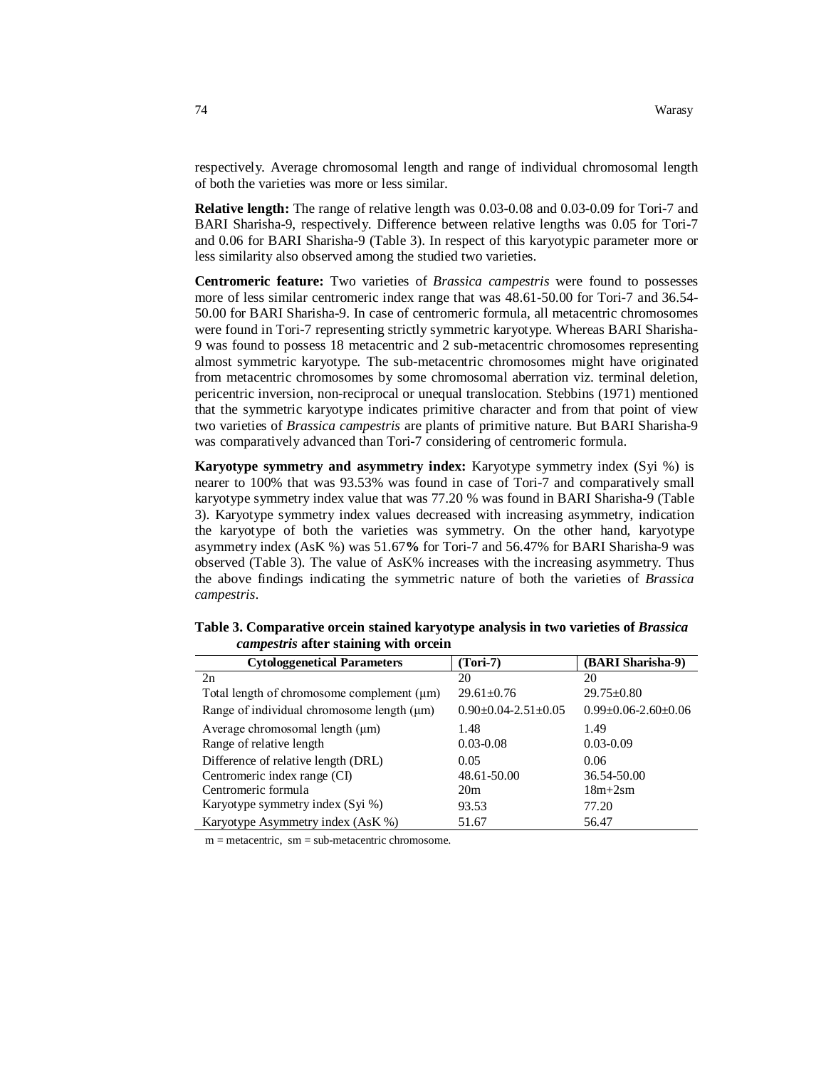respectively. Average chromosomal length and range of individual chromosomal length of both the varieties was more or less similar.

**Relative length:** The range of relative length was 0.03-0.08 and 0.03-0.09 for Tori-7 and BARI Sharisha-9, respectively. Difference between relative lengths was 0.05 for Tori-7 and 0.06 for BARI Sharisha-9 (Table 3). In respect of this karyotypic parameter more or less similarity also observed among the studied two varieties.

**Centromeric feature:** Two varieties of *Brassica campestris* were found to possesses more of less similar centromeric index range that was 48.61-50.00 for Tori-7 and 36.54-50.00 for BARI Sharisha-9. In case of centromeric formula, all metacentric chromosomes were found in Tori-7 representing strictly symmetric karyotype. Whereas BARI Sharisha-9 was found to possess 18 metacentric and 2 sub-metacentric chromosomes representing almost symmetric karyotype. The sub-metacentric chromosomes might have originated from metacentric chromosomes by some chromosomal aberration viz. terminal deletion, pericentric inversion, non-reciprocal or unequal translocation. Stebbins (1971) mentioned that the symmetric karyotype indicates primitive character and from that point of view two varieties of *Brassica campestris* are plants of primitive nature. But BARI Sharisha-9 was comparatively advanced than Tori-7 considering of centromeric formula.

**Karyotype symmetry and asymmetry index:** Karyotype symmetry index (Syi %) is nearer to 100% that was 93.53% was found in case of Tori-7 and comparatively small karyotype symmetry index value that was 77.20 % was found in BARI Sharisha-9 (Table 3). Karyotype symmetry index values decreased with increasing asymmetry, indication the karyotype of both the varieties was symmetry. On the other hand, karyotype asymmetry index (AsK %) was 51.67**%** for Tori-7 and 56.47% for BARI Sharisha-9 was observed (Table 3). The value of AsK% increases with the increasing asymmetry. Thus the above findings indicating the symmetric nature of both the varieties of *Brassica campestris*.

**Table 3. Comparative orcein stained karyotype analysis in two varieties of *Brassica campestris* after staining with orcein**

| Cytologgenetical Parameters | (Tori-7) | (BARI Sharisha-9) |
|---|---|---|
| 2n | 20 | 20 |
| Total length of chromosome complement (μm) | 29.61±0.76 | 29.75±0.80 |
| Range of individual chromosome length (μm) | 0.90±0.04-2.51±0.05 | 0.99±0.06-2.60±0.06 |
| Average chromosomal length (μm) | 1.48 | 1.49 |
| Range of relative length | 0.03-0.08 | 0.03-0.09 |
| Difference of relative length (DRL) | 0.05 | 0.06 |
| Centromeric index range (CI) | 48.61-50.00 | 36.54-50.00 |
| Centromeric formula | 20m | 18m+2sm |
| Karyotype symmetry index (Syi %) | 93.53 | 77.20 |
| Karyotype Asymmetry index (AsK %) | 51.67 | 56.47 |

m = metacentric, sm = sub-metacentric chromosome.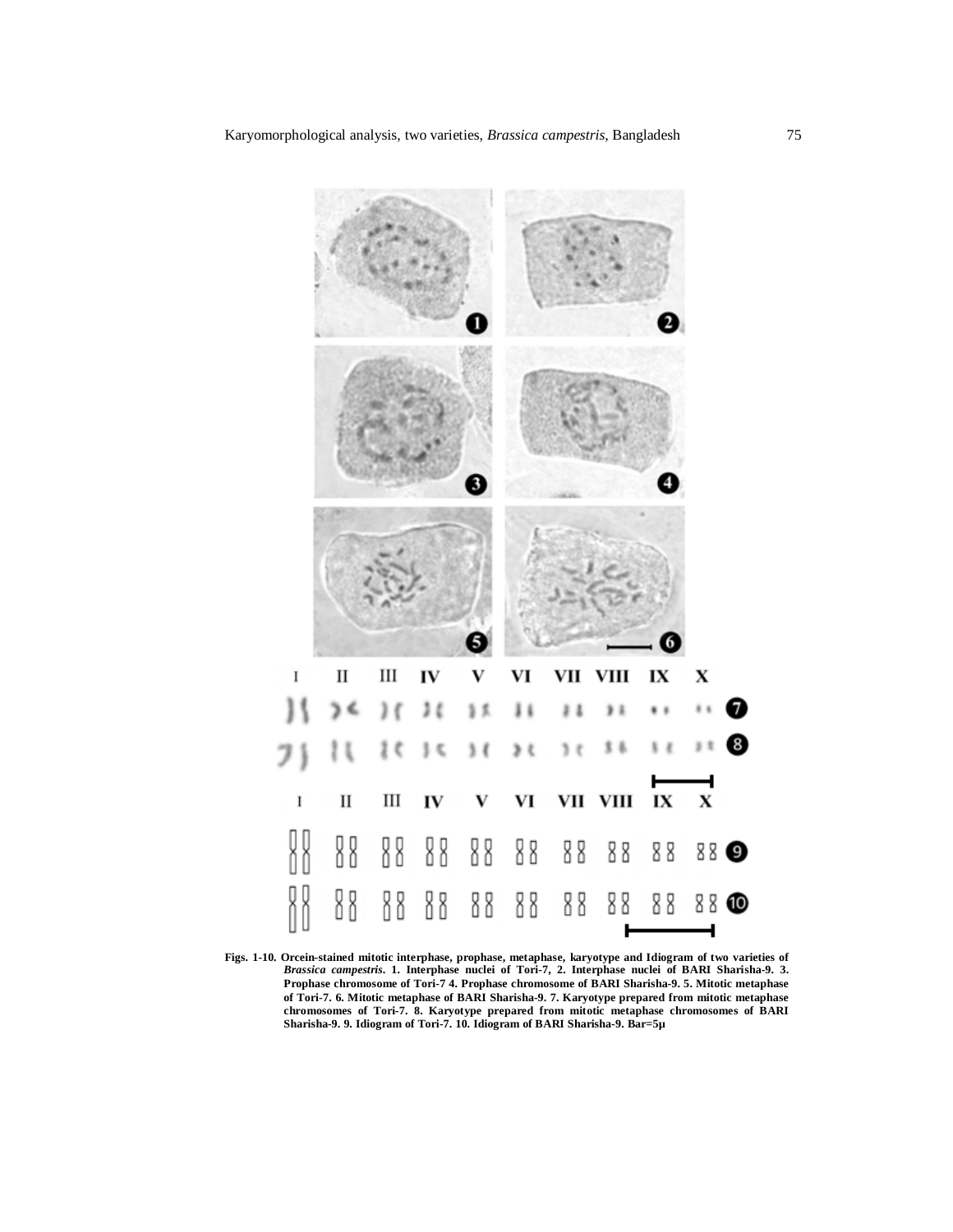**Figs. 1-10. Orcein-stained mitotic interphase, prophase, metaphase, karyotype and Idiogram of two varieties of *Brassica campestris*. 1. Interphase nuclei of Tori-7, 2. Interphase nuclei of BARI Sharisha-9. 3. Prophase chromosome of Tori-7 4. Prophase chromosome of BARI Sharisha-9. 5. Mitotic metaphase of Tori-7. 6. Mitotic metaphase of BARI Sharisha-9. 7. Karyotype prepared from mitotic metaphase chromosomes of Tori-7. 8. Karyotype prepared from mitotic metaphase chromosomes of BARI Sharisha-9. 9. Idiogram of Tori-7. 10. Idiogram of BARI Sharisha-9. Bar=5µ**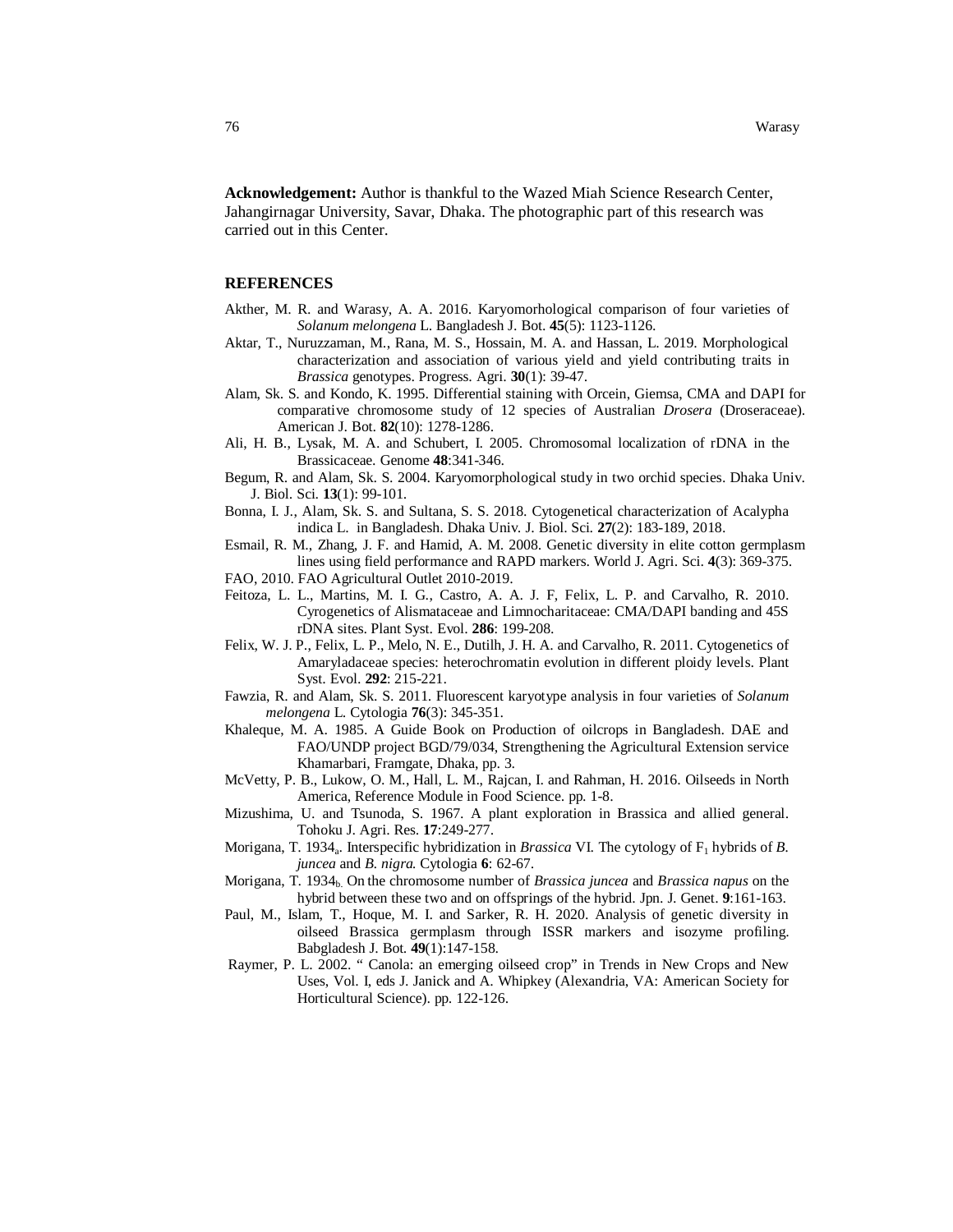**Acknowledgement:** Author is thankful to the Wazed Miah Science Research Center, Jahangirnagar University, Savar, Dhaka. The photographic part of this research was carried out in this Center.

## REFERENCES

Akther, M. R. and Warasy, A. A. 2016. Karyomorhological comparison of four varieties of *Solanum melongena* L. Bangladesh J. Bot. **45**(5): 1123-1126.

Aktar, T., Nuruzzaman, M., Rana, M. S., Hossain, M. A. and Hassan, L. 2019. Morphological characterization and association of various yield and yield contributing traits in *Brassica* genotypes. Progress. Agri. **30**(1): 39-47.

Alam, Sk. S. and Kondo, K. 1995. Differential staining with Orcein, Giemsa, CMA and DAPI for comparative chromosome study of 12 species of Australian *Drosera* (Droseraceae). American J. Bot. **82**(10): 1278-1286.

Ali, H. B., Lysak, M. A. and Schubert, I. 2005. Chromosomal localization of rDNA in the Brassicaceae. Genome **48**:341-346.

Begum, R. and Alam, Sk. S. 2004. Karyomorphological study in two orchid species. Dhaka Univ. J. Biol. Sci. **13**(1): 99-101.

Bonna, I. J., Alam, Sk. S. and Sultana, S. S. 2018. Cytogenetical characterization of Acalypha indica L. in Bangladesh. Dhaka Univ. J. Biol. Sci. **27**(2): 183-189, 2018.

Esmail, R. M., Zhang, J. F. and Hamid, A. M. 2008. Genetic diversity in elite cotton germplasm lines using field performance and RAPD markers. World J. Agri. Sci. **4**(3): 369-375.

FAO, 2010. FAO Agricultural Outlet 2010-2019.

Feitoza, L. L., Martins, M. I. G., Castro, A. A. J. F, Felix, L. P. and Carvalho, R. 2010. Cyrogenetics of Alismataceae and Limnocharitaceae: CMA/DAPI banding and 45S rDNA sites. Plant Syst. Evol. **286**: 199-208.

Felix, W. J. P., Felix, L. P., Melo, N. E., Dutilh, J. H. A. and Carvalho, R. 2011. Cytogenetics of Amaryladaceae species: heterochromatin evolution in different ploidy levels. Plant Syst. Evol. **292**: 215-221.

Fawzia, R. and Alam, Sk. S. 2011. Fluorescent karyotype analysis in four varieties of *Solanum melongena* L. Cytologia **76**(3): 345-351.

Khaleque, M. A. 1985. A Guide Book on Production of oilcrops in Bangladesh. DAE and FAO/UNDP project BGD/79/034, Strengthening the Agricultural Extension service Khamarbari, Framgate, Dhaka, pp. 3.

McVetty, P. B., Lukow, O. M., Hall, L. M., Rajcan, I. and Rahman, H. 2016. Oilseeds in North America, Reference Module in Food Science. pp. 1-8.

Mizushima, U. and Tsunoda, S. 1967. A plant exploration in Brassica and allied general. Tohoku J. Agri. Res. **17**:249-277.

Morigana, T. 1934$_a$. Interspecific hybridization in *Brassica* VI. The cytology of $F_1$ hybrids of *B. juncea* and *B. nigra.* Cytologia **6**: 62-67.

Morigana, T. 1934$_b$. On the chromosome number of *Brassica juncea* and *Brassica napus* on the hybrid between these two and on offsprings of the hybrid. Jpn. J. Genet. **9**:161-163.

Paul, M., Islam, T., Hoque, M. I. and Sarker, R. H. 2020. Analysis of genetic diversity in oilseed Brassica germplasm through ISSR markers and isozyme profiling. Babgladesh J. Bot. **49**(1):147-158.

Raymer, P. L. 2002. " Canola: an emerging oilseed crop" in Trends in New Crops and New Uses, Vol. I, eds J. Janick and A. Whipkey (Alexandria, VA: American Society for Horticultural Science). pp. 122-126.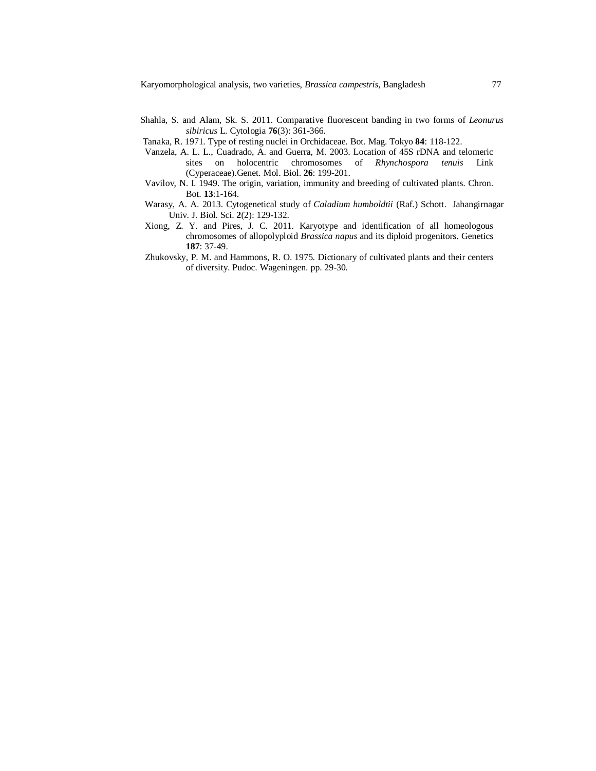Shahla, S. and Alam, Sk. S. 2011. Comparative fluorescent banding in two forms of *Leonurus sibiricus* L. Cytologia **76**(3): 361-366.

Tanaka, R. 1971. Type of resting nuclei in Orchidaceae. Bot. Mag. Tokyo **84**: 118-122.

Vanzela, A. L. L., Cuadrado, A. and Guerra, M. 2003. Location of 45S rDNA and telomeric sites on holocentric chromosomes of *Rhynchospora tenuis* Link (Cyperaceae).Genet. Mol. Biol. **26**: 199-201.

Vavilov, N. I. 1949. The origin, variation, immunity and breeding of cultivated plants. Chron. Bot. **13**:1-164.

Warasy, A. A. 2013. Cytogenetical study of *Caladium humboldtii* (Raf.) Schott. Jahangirnagar Univ. J. Biol. Sci. **2**(2): 129-132.

Xiong, Z. Y. and Pires, J. C. 2011. Karyotype and identification of all homeologous chromosomes of allopolyploid *Brassica napus* and its diploid progenitors. Genetics **187**: 37-49.

Zhukovsky, P. M. and Hammons, R. O. 1975. Dictionary of cultivated plants and their centers of diversity. Pudoc. Wageningen. pp. 29-30.